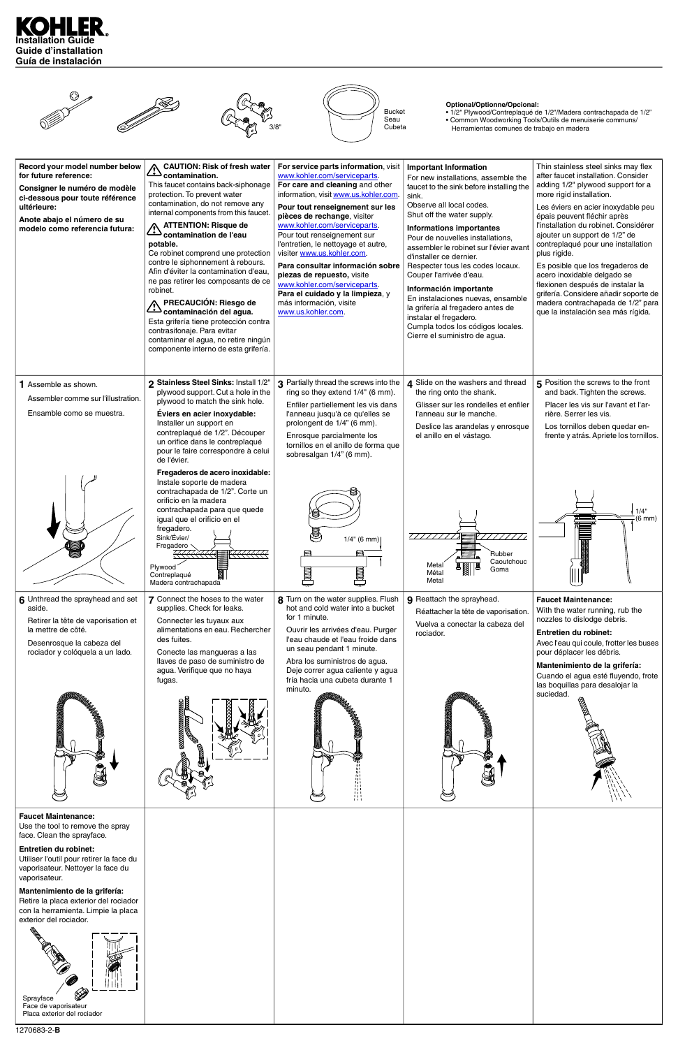# KOHLER

**Installation Guide**
**Guide d'installation**
**Guía de instalación**

3/8"

Bucket
Seau
Cubeta

**Optional/Optionne/Opcional:**
- 1/2" Plywood/Contreplaqué de 1/2"/Madera contrachapada de 1/2"
- Common Woodworking Tools/Outils de menuiserie communs/ Herramientas comunes de trabajo en madera

**Record your model number below for future reference:**

**Consigner le numéro de modèle ci-dessous pour toute référence ultérieure:**

**Anote abajo el número de su modelo como referencia futura:**

⚠ **CAUTION: Risk of fresh water contamination.**
This faucet contains back-siphonage protection. To prevent water contamination, do not remove any internal components from this faucet.

⚠ **ATTENTION: Risque de contamination de l'eau potable.**
Ce robinet comprend une protection contre le siphonnement à rebours. Afin d'éviter la contamination d'eau, ne pas retirer les composants de ce robinet.

⚠ **PRECAUCIÓN: Riesgo de contaminación del agua.**
Esta grifería tiene protección contra contrasifonaje. Para evitar contaminar el agua, no retire ningún componente interno de esta grifería.

**For service parts information**, visit www.kohler.com/serviceparts.
**For care and cleaning** and other information, visit www.us.kohler.com.

**Pour tout renseignement sur les pièces de rechange**, visiter www.kohler.com/serviceparts.
Pour tout renseignement sur l'entretien, le nettoyage et autre, visiter www.us.kohler.com.

**Para consultar información sobre piezas de repuesto,** visite www.kohler.com/serviceparts.
**Para el cuidado y la limpieza,** y más información, visite www.us.kohler.com.

**Important Information**
For new installations, assemble the faucet to the sink before installing the sink.
Observe all local codes.
Shut off the water supply.

**Informations importantes**
Pour de nouvelles installations, assembler le robinet sur l'évier avant d'installer ce dernier.
Respecter tous les codes locaux.
Couper l'arrivée d'eau.

**Información importante**
En instalaciones nuevas, ensamble la grifería al fregadero antes de instalar el fregadero.
Cumpla todos los códigos locales.
Cierre el suministro de agua.

Thin stainless steel sinks may flex after faucet installation. Consider adding 1/2" plywood support for a more rigid installation.

Les éviers en acier inoxydable peu épais peuvent fléchir après l'installation du robinet. Considérer ajouter un support en 1/2" de contreplaqué pour une installation plus rigide.

Es posible que los fregaderos de acero inoxidable delgado se flexionen después de instalar la grifería. Considere añadir soporte de madera contrachapada de 1/2" para que la instalación sea más rígida.

**1** Assemble as shown.

Assembler comme sur l'illustration.

Ensamble como se muestra.

**2** **Stainless Steel Sinks:** Install 1/2" plywood support. Cut a hole in the plywood to match the sink hole.

**Éviers en acier inoxydable:** Installer un support en contreplaqué de 1/2". Découper un orifice dans le contreplaqué pour le faire correspondre à celui de l'évier.

**Fregaderos de acero inoxidable:** Instale soporte de madera contrachapada de 1/2". Corte un orificio en la madera contrachapada para que quede igual que el orificio en el fregadero.

Sink/Évier/Fregadero

Plywood
Contreplaqué
Madera contrachapada

**3** Partially thread the screws into the ring so they extend 1/4" (6 mm).

Enfiler partiellement les vis dans l'anneau jusqu'à ce qu'elles se prolongent de 1/4" (6 mm).

Enrosque parcialmente los tornillos en el anillo de forma que sobresalgan 1/4" (6 mm).

1/4" (6 mm)

**4** Slide on the washers and thread the ring onto the shank.

Glisser sur les rondelles et enfiler l'anneau sur le manche.

Deslice las arandelas y enrosque el anillo en el vástago.

Rubber
Caoutchouc
Goma

Metal
Métal
Metal

**5** Position the screws to the front and back. Tighten the screws.

Placer les vis sur l'avant et l'arrière. Serrer les vis.

Los tornillos deben quedar enfrente y atrás. Apriete los tornillos.

1/4"
(6 mm)

**6** Unthread the sprayhead and set aside.

Retirer la tête de vaporisation et la mettre de côté.

Desenrosque la cabeza del rociador y colóquela a un lado.

**7** Connect the hoses to the water supplies. Check for leaks.

Connecter les tuyaux aux alimentations en eau. Rechercher des fuites.

Conecte las mangueras a las llaves de paso de suministro de agua. Verifique que no haya fugas.

**8** Turn on the water supplies. Flush hot and cold water into a bucket for 1 minute.

Ouvrir les arrivées d'eau. Purger l'eau chaude et l'eau froide dans un seau pendant 1 minute.

Abra los suministros de agua. Deje correr agua caliente y agua fría hacia una cubeta durante 1 minuto.

**9** Reattach the sprayhead.

Réattacher la tête de vaporisation.

Vuelva a conectar la cabeza del rociador.

**Faucet Maintenance:**
With the water running, rub the nozzles to dislodge debris.

**Entretien du robinet:**
Avec l'eau qui coule, frotter les buses pour déplacer les débris.

**Mantenimiento de la grifería:**
Cuando el agua esté fluyendo, frote las boquillas para desalojar la suciedad.

**Faucet Maintenance:**
Use the tool to remove the spray face. Clean the sprayface.

**Entretien du robinet:**
Utiliser l'outil pour retirer la face du vaporisateur. Nettoyer la face du vaporisateur.

**Mantenimiento de la grifería:**
Retire la placa exterior del rociador con la herramienta. Limpie la placa exterior del rociador.

Sprayface
Face de vaporisateur
Placa exterior del rociador

1270683-2-**B**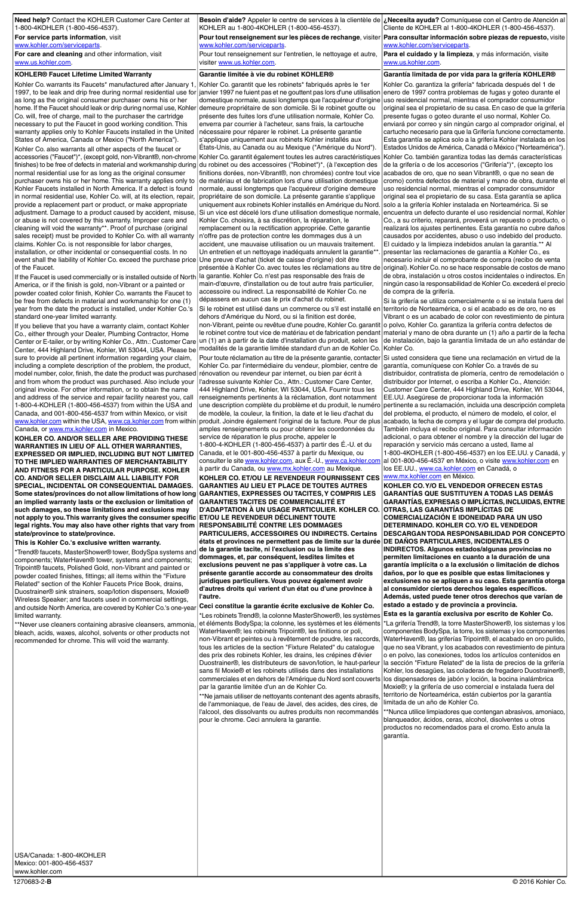**Need help?** Contact the KOHLER Customer Care Center at 1-800-4KOHLER (1-800-456-4537).

**For service parts information**, visit www.kohler.com/serviceparts.

**For care and cleaning** and other information, visit www.us.kohler.com.

**KOHLER® Faucet Lifetime Limited Warranty**

Kohler Co. warrants its Faucets* manufactured after January 1, 1997, to be leak and drip free during normal residential use for as long as the original consumer purchaser owns his or her home. If the Faucet should leak or drip during normal use, Kohler Co. will, free of charge, mail to the purchaser the cartridge necessary to put the Faucet in good working condition. This warranty applies only to Kohler Faucets installed in the United States of America, Canada or Mexico ("North America").

Kohler Co. also warrants all other aspects of the faucet or accessories ("Faucet")*, (except gold, non-Vibrant®, non-chrome finishes) to be free of defects in material and workmanship during normal residential use for as long as the original consumer purchaser owns his or her home. This warranty applies only to Kohler Faucets installed in North America. If a defect is found in normal residential use, Kohler Co. will, at its election, repair, provide a replacement part or product, or make appropriate adjustment. Damage to a product caused by accident, misuse, or abuse is not covered by this warranty. Improper care and cleaning will void the warranty**. Proof of purchase (original sales receipt) must be provided to Kohler Co. with all warranty claims. Kohler Co. is not responsible for labor charges, installation, or other incidental or consequential costs. In no event shall the liability of Kohler Co. exceed the purchase price of the Faucet.

If the Faucet is used commercially or is installed outside of North America, or if the finish is gold, non-Vibrant or a painted or powder coated finish, Kohler Co. warrants the Faucet to be free from defects in material and workmanship for one (1) year from the date the product is installed, under Kohler Co.'s standard one-year limited warranty.

If you believe that you have a warranty claim, contact Kohler Co., either through your Dealer, Plumbing Contractor, Home Center or E-tailer, or by writing Kohler Co., Attn.: Customer Care Center, 444 Highland Drive, Kohler, WI 53044, USA. Please be sure to provide all pertinent information regarding your claim, including a complete description of the problem, the product, model number, color, finish, the date the product was purchased and from whom the product was purchased. Also include your original invoice. For other information, or to obtain the name and address of the service and repair facility nearest you, call 1-800-4-KOHLER (1-800-456-4537) from within the USA and Canada, and 001-800-456-4537 from within Mexico, or visit www.kohler.com within the USA, www.ca.kohler.com from within Canada, or www.mx.kohler.com in Mexico.

**KOHLER CO. AND/OR SELLER ARE PROVIDING THESE WARRANTIES IN LIEU OF ALL OTHER WARRANTIES, EXPRESSED OR IMPLIED, INCLUDING BUT NOT LIMITED TO THE IMPLIED WARRANTIES OF MERCHANTABILITY AND FITNESS FOR A PARTICULAR PURPOSE. KOHLER CO. AND/OR SELLER DISCLAIM ALL LIABILITY FOR SPECIAL, INCIDENTAL OR CONSEQUENTIAL DAMAGES. Some states/provinces do not allow limitations of how long an implied warranty lasts or the exclusion or limitation of such damages, so these limitations and exclusions may not apply to you. This warranty gives the consumer specific legal rights. You may also have other rights that vary from state/province to state/province.**

**This is Kohler Co.'s exclusive written warranty.**

*Trend® faucets, MasterShower® tower, BodySpa systems and components; WaterHaven® tower, systems and components; Tripoint® faucets, Polished Gold, non-Vibrant and painted or powder coated finishes, fittings; all items within the "Fixture Related" section of the Kohler Faucets Price Book, drains, Duostrainer® sink strainers, soap/lotion dispensers, Moxie® Wireless Speaker; and faucets used in commercial settings, and outside North America, are covered by Kohler Co.'s one-year limited warranty.

**Never use cleaners containing abrasive cleansers, ammonia, bleach, acids, waxes, alcohol, solvents or other products not recommended for chrome. This will void the warranty.

USA/Canada: 1-800-4KOHLER
Mexico: 001-800-456-4537
www.kohler.com

**Besoin d'aide?** Appeler le centre de services à la clientèle de KOHLER au 1-800-4KOHLER (1-800-456-4537).

**Pour tout renseignement sur les pièces de rechange**, visiter www.kohler.com/serviceparts.

Pour tout renseignement sur l'entretien, le nettoyage et autre, visiter www.us.kohler.com.

**Garantie limitée à vie du robinet KOHLER®**

Kohler Co. garantit que les robinets* fabriqués après le 1er janvier 1997 ne fuient pas et ne gouttent pas lors d'une utilisation domestique normale, aussi longtemps que l'acquéreur d'origine demeure propriétaire de son domicile. Si le robinet goutte ou présente des fuites lors d'une utilisation normale, Kohler Co. enverra par courrier à l'acheteur, sans frais, la cartouche nécessaire pour réparer le robinet. La présente garantie s'applique uniquement aux robinets Kohler installés aux États-Unis, au Canada ou au Mexique ("Amérique du Nord").

Kohler Co. garantit également toutes les autres caractéristiques du robinet ou des accessoires ("Robinet")*, (à l'exception des finitions dorées, non-Vibrant®, non chromées) contre tout vice de matériau et de fabrication lors d'une utilisation domestique normale, aussi longtemps que l'acquéreur d'origine demeure propriétaire de son domicile. La présente garantie s'applique uniquement aux robinets Kohler installés en Amérique du Nord. Si un vice est décelé lors d'une utilisation domestique normale, Kohler Co. choisira, à sa discrétion, la réparation, le remplacement ou la rectification appropriée. Cette garantie n'offre pas de protection contre les dommages dus à un accident, une mauvaise utilisation ou un mauvais traitement. Un entretien et un nettoyage inadéquats annulent la garantie**. Une preuve d'achat (ticket de caisse d'origine) doit être présentée à Kohler Co. avec toutes les réclamations au titre de la garantie. Kohler Co. n'est pas responsable des frais de main-d'œuvre, d'installation ou de tout autre frais particulier, accessoire ou indirect. La responsabilité de Kohler Co. ne dépassera en aucun cas le prix d'achat du robinet.

Si le robinet est utilisé dans un commerce ou s'il est installé en dehors d'Amérique du Nord, ou si la finition est dorée, non-Vibrant, peinte ou revêtue d'une poudre, Kohler Co. garantit le robinet contre tout vice de matériau et de fabrication pendant un (1) an à partir de la date d'installation du produit, selon les modalités de la garantie limitée standard d'un an de Kohler Co.

Pour toute réclamation au titre de la présente garantie, contacter Kohler Co. par l'intermédiaire du vendeur, plombier, centre de rénovation ou revendeur par internet, ou bien par écrit à l'adresse suivante Kohler Co., Attn.: Customer Care Center, 444 Highland Drive, Kohler, WI 53044. Fournir tous les renseignements pertinents à la réclamation, dont notamment une description complète du problème et du produit, le numéro de modèle, la couleur, la finition, la date et le lieu d'achat du produit. Joindre également l'original de la facture. Pour de plus amples renseignements ou pour obtenir les coordonnées du service de réparation le plus proche, appeler le 1-800-4-KOHLER (1-800-456-4537) à partir des É.-U. et du Canada, et le 001-800-456-4537 à partir du Mexique, ou consulter le site www.kohler.com, aux É.-U., www.ca.kohler.com à partir du Canada, ou www.mx.kohler.com au Mexique.

**KOHLER CO. ET/OU LE REVENDEUR FOURNISSENT CES GARANTIES AU LIEU ET PLACE DE TOUTES AUTRES GARANTIES, EXPRESSES OU TACITES, Y COMPRIS LES GARANTIES TACITES DE COMMERCIALITÉ ET D'ADAPTATION À UN USAGE PARTICULIER. KOHLER CO. ET/OU LE REVENDEUR DÉCLINENT TOUTE RESPONSABILITÉ CONTRE LES DOMMAGES PARTICULIERS, ACCESSOIRES OU INDIRECTS. Certains états et provinces ne permettent pas de limite sur la durée de la garantie tacite, ni l'exclusion ou la limite des dommages, et, par conséquent, lesdites limites et exclusions peuvent ne pas s'appliquer à votre cas. La présente garantie accorde au consommateur des droits juridiques particuliers. Vous pouvez également avoir d'autres droits qui varient d'un état ou d'une province à l'autre.**

**Ceci constitue la garantie écrite exclusive de Kohler Co.**

*Les robinets Trend®, la colonne MasterShower®, les systèmes et éléments BodySpa; la colonne, les systèmes et les éléments WaterHaven®; les robinets Tripoint®, les finitions or poli, non-Vibrant et peintes ou à revêtement de poudre, les raccords, tous les articles de la section "Fixture Related" du catalogue des prix des robinets Kohler, les drains, les crépines d'évier Duostrainer®, les distributeurs de savon/lotion, le haut-parleur sans fil Moxie® et les robinets utilisés dans des installations commerciales et en dehors de l'Amérique du Nord sont couverts par la garantie limitée d'un an de Kohler Co.

**Ne jamais utiliser de nettoyants contenant des abrasifs, de l'ammoniac, de l'eau de Javel, des acides, des cires, de l'alcool, des dissolvants ou autres produits non recommandés pour le chrome. Ceci annulera la garantie.

**¿Necesita ayuda?** Comuníquese con el Centro de Atención al Cliente de KOHLER al 1-800-4KOHLER (1-800-456-4537).

**Para consultar información sobre piezas de repuesto**, visite www.kohler.com/serviceparts.

**Para el cuidado y la limpieza**, y más información, visite www.us.kohler.com.

**Garantía limitada de por vida para la grifería KOHLER®**

Kohler Co. garantiza la grifería* fabricada después del 1 de enero de 1997 contra problemas de fugas y goteo durante el uso residencial normal, mientras el comprador consumidor original sea el propietario de su casa. En caso de que la grifería presente fugas o goteo durante el uso normal, Kohler Co. enviará por correo y sin ningún cargo al comprador original, el cartucho necesario para que la Grifería funcione correctamente. Esta garantía se aplica solo a la grifería Kohler instalada en los Estados Unidos de América, Canadá o México ("Norteamérica").

Kohler Co. también garantiza todas las demás características de la grifería o de los accesorios ("Grifería")*, (excepto los acabados de oro, que no sean Vibrant®, o que no sean de cromo) contra defectos de material y mano de obra, durante el uso residencial normal, mientras el comprador consumidor original sea el propietario de su casa. Esta garantía se aplica solo a la grifería Kohler instalada en Norteamérica. Si se encuentra un defecto durante el uso residencial normal, Kohler Co., a su criterio, reparará, proveerá un repuesto o producto, o realizará los ajustes pertinentes. Esta garantía no cubre daños causados por accidentes, abuso o uso indebido del producto. El cuidado y la limpieza indebidos anulan la garantía.** Al presentar las reclamaciones de garantía a Kohler Co., es necesario incluir el comprobante de compra (recibo de venta original). Kohler Co. no se hace responsable de costos de mano de obra, instalación u otros costos incidentales o indirectos. En ningún caso la responsabilidad de Kohler Co. excederá el precio de compra de la grifería.

Si la grifería se utiliza comercialmente o si se instala fuera del territorio de Norteamérica, o si el acabado es de oro, no es Vibrant o es un acabado de color con revestimiento de pintura o polvo, Kohler Co. garantiza la grifería contra defectos de material y mano de obra durante un (1) año a partir de la fecha de instalación, bajo la garantía limitada de un año estándar de Kohler Co.

Si usted considera que tiene una reclamación en virtud de la garantía, comuníquese con Kohler Co. a través de su distribuidor, contratista de plomería, centro de remodelación o distribuidor por Internet, o escriba a Kohler Co., Atención: Customer Care Center, 444 Highland Drive, Kohler, WI 53044, EE.UU. Asegúrese de proporcionar toda la información pertinente a su reclamación, incluida una descripción completa del problema, el producto, el número de modelo, el color, el acabado, la fecha de compra y el lugar de compra del producto. También incluya el recibo original. Para consultar información adicional, o para obtener el nombre y la dirección del lugar de reparación y servicio más cercano a usted, llame al 1-800-4KOHLER (1-800-456-4537) en los EE.UU. y Canadá, y al 001-800-456-4537 en México, o visite www.kohler.com en los EE.UU., www.ca.kohler.com en Canadá, o www.mx.kohler.com en México.

**KOHLER CO. Y/O EL VENDEDOR OFRECEN ESTAS GARANTÍAS QUE SUSTITUYEN A TODAS LAS DEMÁS GARANTÍAS, EXPRESAS O IMPLÍCITAS, INCLUIDAS, ENTRE OTRAS, LAS GARANTÍAS IMPLÍCITAS DE COMERCIALIZACIÓN E IDONEIDAD PARA UN USO DETERMINADO. KOHLER CO. Y/O EL VENDEDOR DESCARGAN TODA RESPONSABILIDAD POR CONCEPTO DE DAÑOS PARTICULARES, INCIDENTALES O INDIRECTOS. Algunos estados/algunas provincias no permiten limitaciones en cuanto a la duración de una garantía implícita o a la exclusión o limitación de dichos daños, por lo que es posible que estas limitaciones y exclusiones no se apliquen a su caso. Esta garantía otorga al consumidor ciertos derechos legales específicos. Además, usted puede tener otros derechos que varían de estado a estado y de provincia a provincia.**

**Esta es la garantía exclusiva por escrito de Kohler Co.**

*La grifería Trend®, la torre MasterShower®, los sistemas y los componentes BodySpa, la torre, los sistemas y los componentes WaterHaven®, las griferías Tripoint®, el acabado en oro pulido, que no sea Vibrant, y los acabados con revestimiento de pintura o en polvo, las conexiones, todos los artículos contenidos en la sección "Fixture Related" de la lista de precios de la grifería Kohler, los desagües, las coladeras de fregadero Duostrainer®, los dispensadores de jabón y loción, la bocina inalámbrica Moxie®; y la grifería de uso comercial e instalada fuera del territorio de Norteamérica, están cubiertos por la garantía limitada de un año de Kohler Co.

**Nunca utilice limpiadores que contengan abrasivos, amoniaco, blanqueador, ácidos, ceras, alcohol, disolventes u otros productos no recomendados para el cromo. Esto anula la garantía.

1270683-2-**B**

© 2016 Kohler Co.